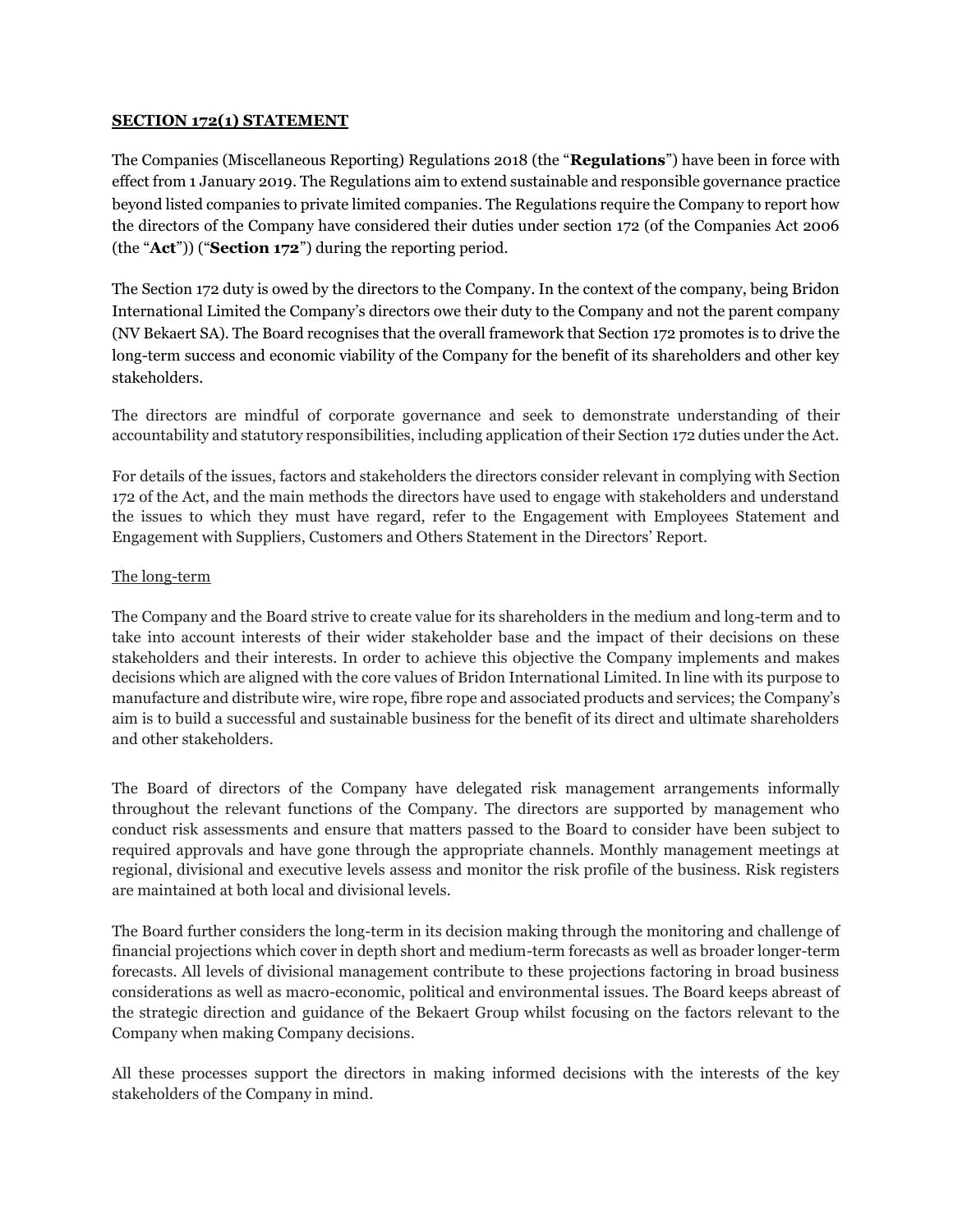## SECTION 172(1) STATEMENT

The Companies (Miscellaneous Reporting) Regulations 2018 (the "**Regulations**") have been in force with effect from 1 January 2019. The Regulations aim to extend sustainable and responsible governance practice beyond listed companies to private limited companies. The Regulations require the Company to report how the directors of the Company have considered their duties under section 172 (of the Companies Act 2006 (the "**Act**")) ("**Section 172**") during the reporting period.

The Section 172 duty is owed by the directors to the Company. In the context of the company, being Bridon International Limited the Company's directors owe their duty to the Company and not the parent company (NV Bekaert SA). The Board recognises that the overall framework that Section 172 promotes is to drive the long-term success and economic viability of the Company for the benefit of its shareholders and other key stakeholders.

The directors are mindful of corporate governance and seek to demonstrate understanding of their accountability and statutory responsibilities, including application of their Section 172 duties under the Act.

For details of the issues, factors and stakeholders the directors consider relevant in complying with Section 172 of the Act, and the main methods the directors have used to engage with stakeholders and understand the issues to which they must have regard, refer to the Engagement with Employees Statement and Engagement with Suppliers, Customers and Others Statement in the Directors' Report.

### The long-term

The Company and the Board strive to create value for its shareholders in the medium and long-term and to take into account interests of their wider stakeholder base and the impact of their decisions on these stakeholders and their interests. In order to achieve this objective the Company implements and makes decisions which are aligned with the core values of Bridon International Limited. In line with its purpose to manufacture and distribute wire, wire rope, fibre rope and associated products and services; the Company's aim is to build a successful and sustainable business for the benefit of its direct and ultimate shareholders and other stakeholders.

The Board of directors of the Company have delegated risk management arrangements informally throughout the relevant functions of the Company. The directors are supported by management who conduct risk assessments and ensure that matters passed to the Board to consider have been subject to required approvals and have gone through the appropriate channels. Monthly management meetings at regional, divisional and executive levels assess and monitor the risk profile of the business. Risk registers are maintained at both local and divisional levels.

The Board further considers the long-term in its decision making through the monitoring and challenge of financial projections which cover in depth short and medium-term forecasts as well as broader longer-term forecasts. All levels of divisional management contribute to these projections factoring in broad business considerations as well as macro-economic, political and environmental issues. The Board keeps abreast of the strategic direction and guidance of the Bekaert Group whilst focusing on the factors relevant to the Company when making Company decisions.

All these processes support the directors in making informed decisions with the interests of the key stakeholders of the Company in mind.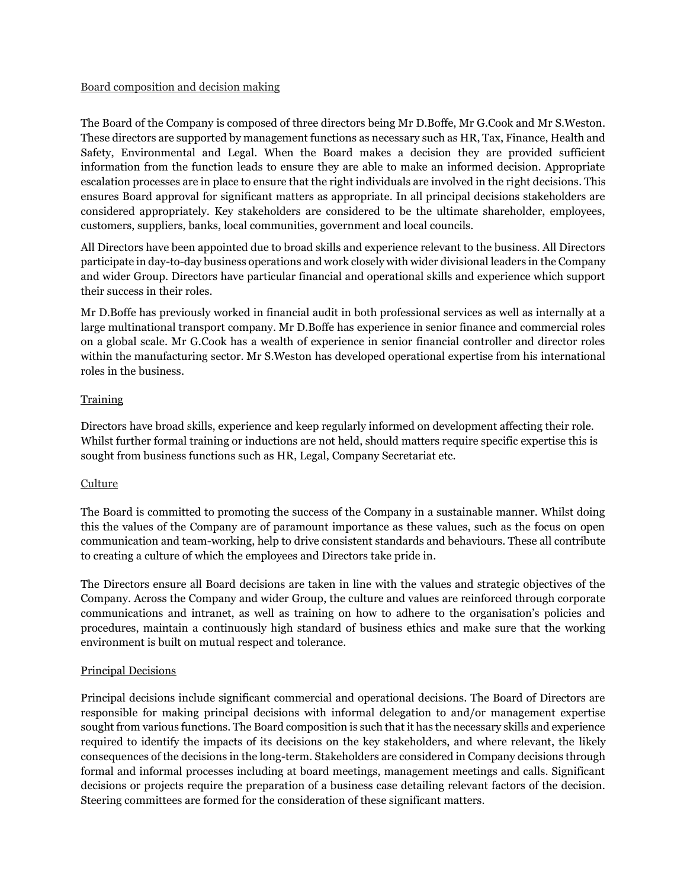## Board composition and decision making

The Board of the Company is composed of three directors being Mr D.Boffe, Mr G.Cook and Mr S.Weston. These directors are supported by management functions as necessary such as HR, Tax, Finance, Health and Safety, Environmental and Legal. When the Board makes a decision they are provided sufficient information from the function leads to ensure they are able to make an informed decision. Appropriate escalation processes are in place to ensure that the right individuals are involved in the right decisions. This ensures Board approval for significant matters as appropriate. In all principal decisions stakeholders are considered appropriately. Key stakeholders are considered to be the ultimate shareholder, employees, customers, suppliers, banks, local communities, government and local councils.

All Directors have been appointed due to broad skills and experience relevant to the business. All Directors participate in day-to-day business operations and work closely with wider divisional leaders in the Company and wider Group. Directors have particular financial and operational skills and experience which support their success in their roles.

Mr D.Boffe has previously worked in financial audit in both professional services as well as internally at a large multinational transport company. Mr D.Boffe has experience in senior finance and commercial roles on a global scale. Mr G.Cook has a wealth of experience in senior financial controller and director roles within the manufacturing sector. Mr S.Weston has developed operational expertise from his international roles in the business.

## Training

Directors have broad skills, experience and keep regularly informed on development affecting their role. Whilst further formal training or inductions are not held, should matters require specific expertise this is sought from business functions such as HR, Legal, Company Secretariat etc.

## Culture

The Board is committed to promoting the success of the Company in a sustainable manner. Whilst doing this the values of the Company are of paramount importance as these values, such as the focus on open communication and team-working, help to drive consistent standards and behaviours. These all contribute to creating a culture of which the employees and Directors take pride in.

The Directors ensure all Board decisions are taken in line with the values and strategic objectives of the Company. Across the Company and wider Group, the culture and values are reinforced through corporate communications and intranet, as well as training on how to adhere to the organisation's policies and procedures, maintain a continuously high standard of business ethics and make sure that the working environment is built on mutual respect and tolerance.

## Principal Decisions

Principal decisions include significant commercial and operational decisions. The Board of Directors are responsible for making principal decisions with informal delegation to and/or management expertise sought from various functions. The Board composition is such that it has the necessary skills and experience required to identify the impacts of its decisions on the key stakeholders, and where relevant, the likely consequences of the decisions in the long-term. Stakeholders are considered in Company decisions through formal and informal processes including at board meetings, management meetings and calls. Significant decisions or projects require the preparation of a business case detailing relevant factors of the decision. Steering committees are formed for the consideration of these significant matters.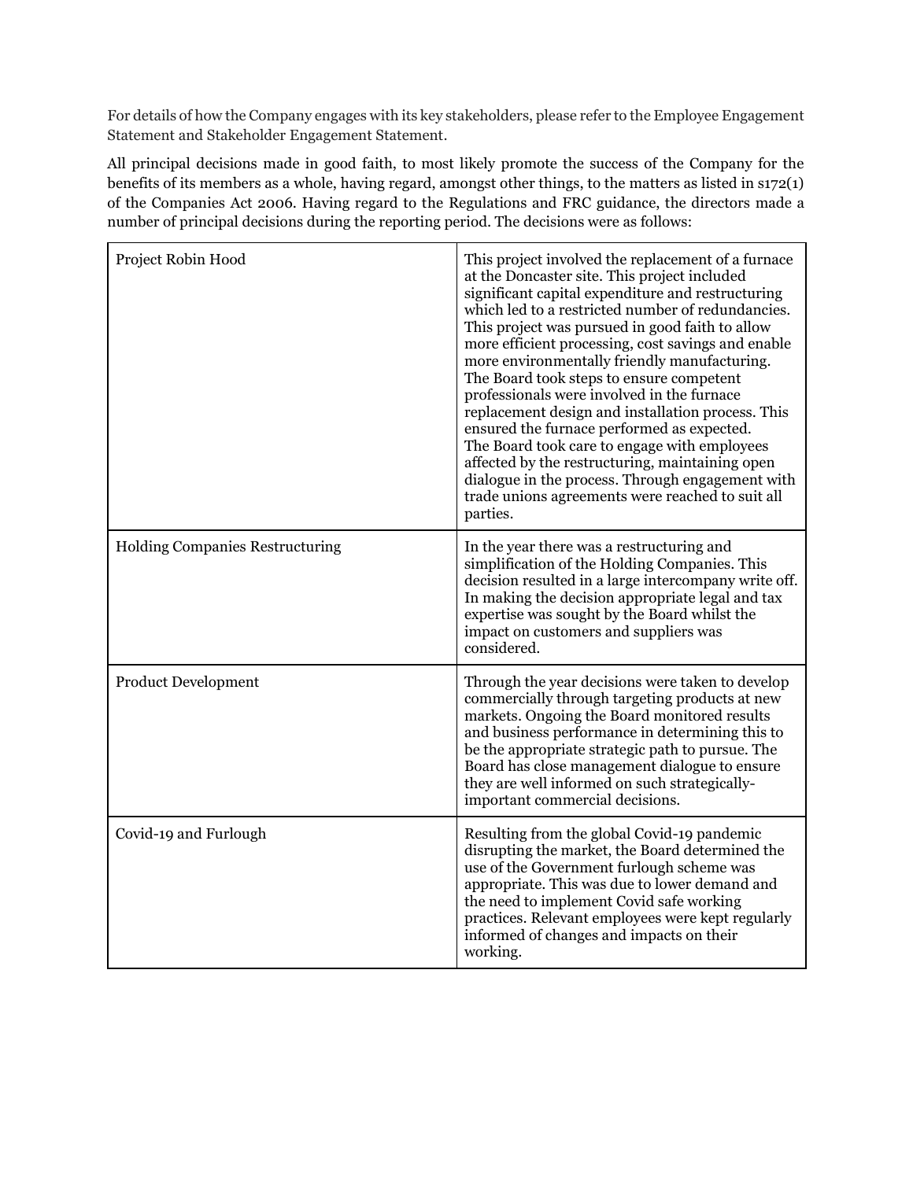For details of how the Company engages with its key stakeholders, please refer to the Employee Engagement Statement and Stakeholder Engagement Statement.

All principal decisions made in good faith, to most likely promote the success of the Company for the benefits of its members as a whole, having regard, amongst other things, to the matters as listed in s172(1) of the Companies Act 2006. Having regard to the Regulations and FRC guidance, the directors made a number of principal decisions during the reporting period. The decisions were as follows:

| | |
|---|---|
| Project Robin Hood | This project involved the replacement of a furnace at the Doncaster site. This project included significant capital expenditure and restructuring which led to a restricted number of redundancies. This project was pursued in good faith to allow more efficient processing, cost savings and enable more environmentally friendly manufacturing. The Board took steps to ensure competent professionals were involved in the furnace replacement design and installation process. This ensured the furnace performed as expected. The Board took care to engage with employees affected by the restructuring, maintaining open dialogue in the process. Through engagement with trade unions agreements were reached to suit all parties. |
| Holding Companies Restructuring | In the year there was a restructuring and simplification of the Holding Companies. This decision resulted in a large intercompany write off. In making the decision appropriate legal and tax expertise was sought by the Board whilst the impact on customers and suppliers was considered. |
| Product Development | Through the year decisions were taken to develop commercially through targeting products at new markets. Ongoing the Board monitored results and business performance in determining this to be the appropriate strategic path to pursue. The Board has close management dialogue to ensure they are well informed on such strategically-important commercial decisions. |
| Covid-19 and Furlough | Resulting from the global Covid-19 pandemic disrupting the market, the Board determined the use of the Government furlough scheme was appropriate. This was due to lower demand and the need to implement Covid safe working practices. Relevant employees were kept regularly informed of changes and impacts on their working. |